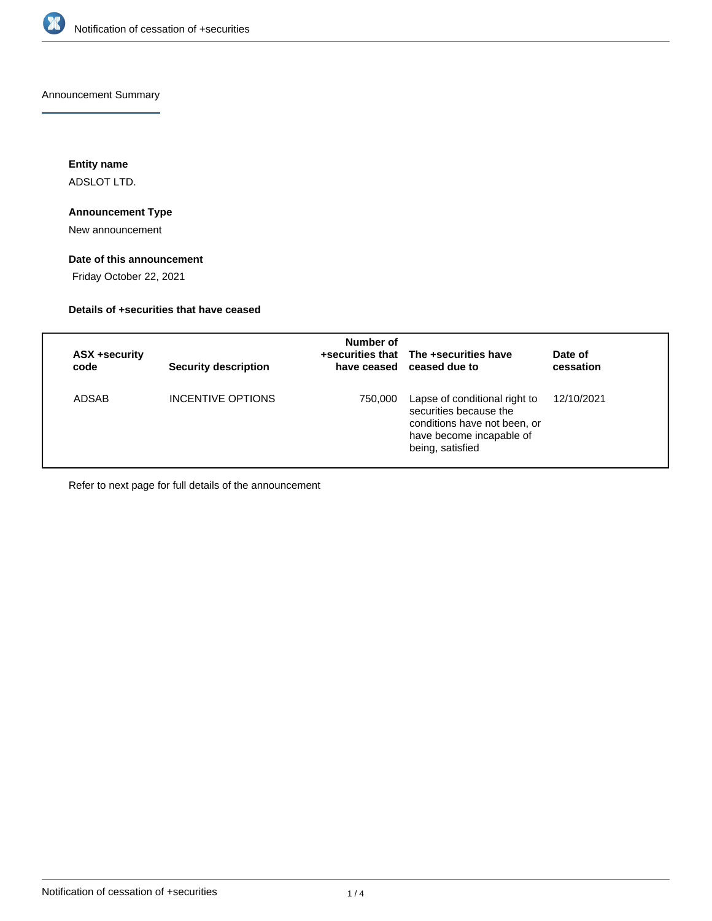Announcement Summary

**Entity name**

ADSLOT LTD.

**Announcement Type**

New announcement

**Date of this announcement**

Friday October 22, 2021

**Details of +securities that have ceased**

| ASX +security code | Security description | Number of +securities that have ceased | The +securities have ceased due to | Date of cessation |
|---|---|---|---|---|
| ADSAB | INCENTIVE OPTIONS | 750,000 | Lapse of conditional right to securities because the conditions have not been, or have become incapable of being, satisfied | 12/10/2021 |

Refer to next page for full details of the announcement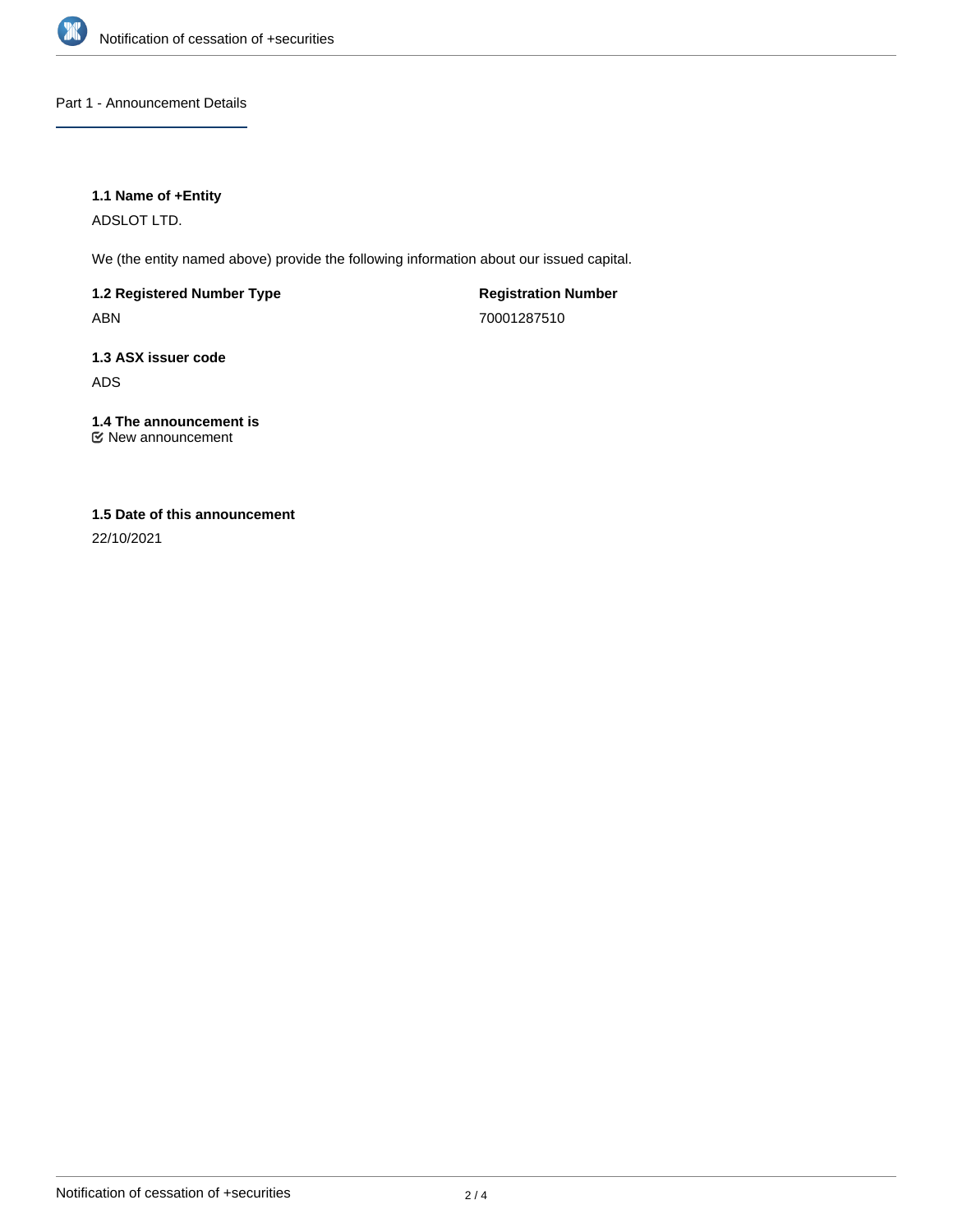## Part 1 - Announcement Details

### 1.1 Name of +Entity

ADSLOT LTD.

We (the entity named above) provide the following information about our issued capital.

**1.2 Registered Number Type**

ABN

**Registration Number**

70001287510

### 1.3 ASX issuer code

ADS

### 1.4 The announcement is

☑ New announcement

### 1.5 Date of this announcement

22/10/2021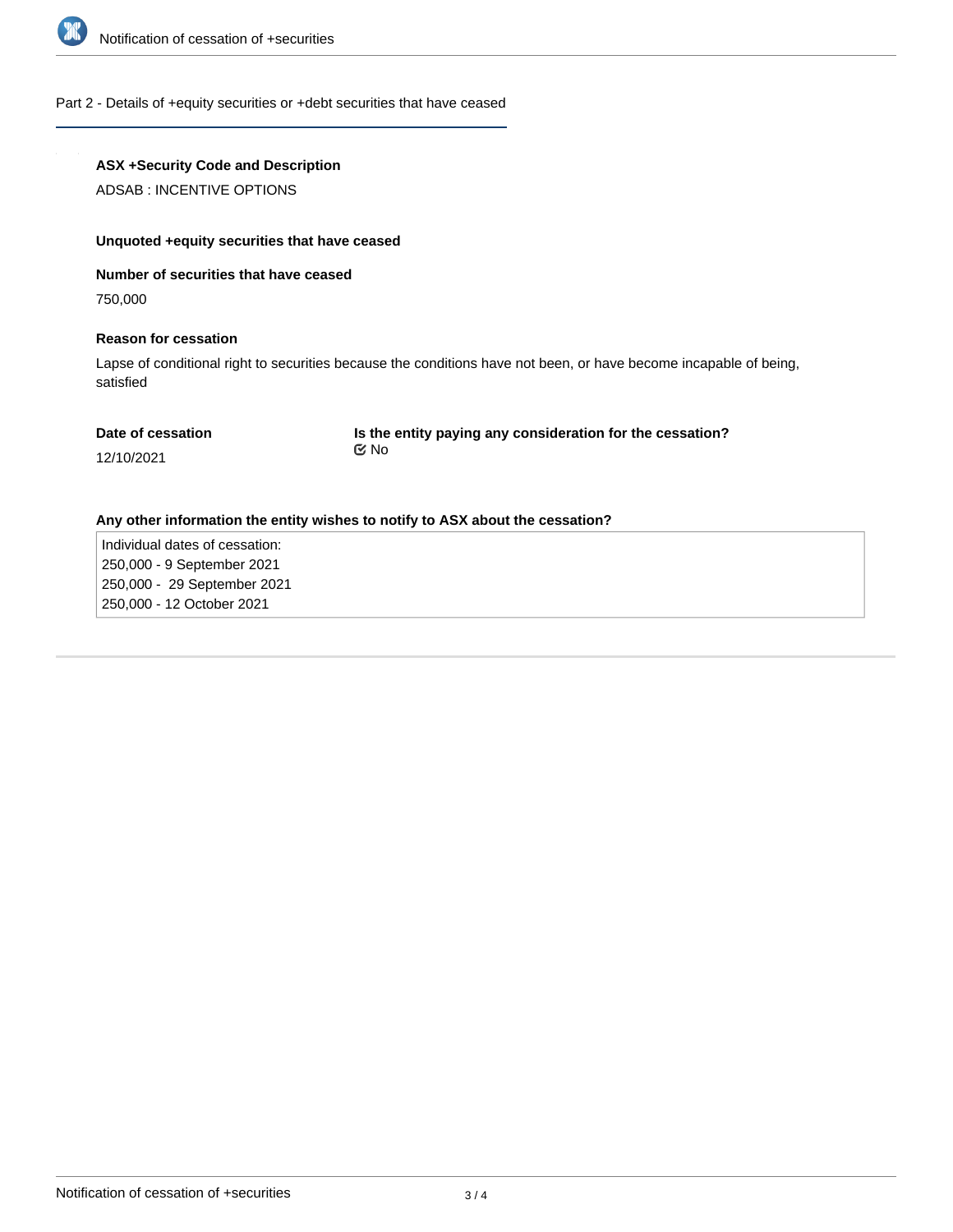## Part 2 - Details of +equity securities or +debt securities that have ceased

**ASX +Security Code and Description**

ADSAB : INCENTIVE OPTIONS

**Unquoted +equity securities that have ceased**

**Number of securities that have ceased**

750,000

**Reason for cessation**

Lapse of conditional right to securities because the conditions have not been, or have become incapable of being, satisfied

**Date of cessation**

12/10/2021

**Is the entity paying any consideration for the cessation?**

No

**Any other information the entity wishes to notify to ASX about the cessation?**

Individual dates of cessation:
250,000 - 9 September 2021
250,000 - 29 September 2021
250,000 - 12 October 2021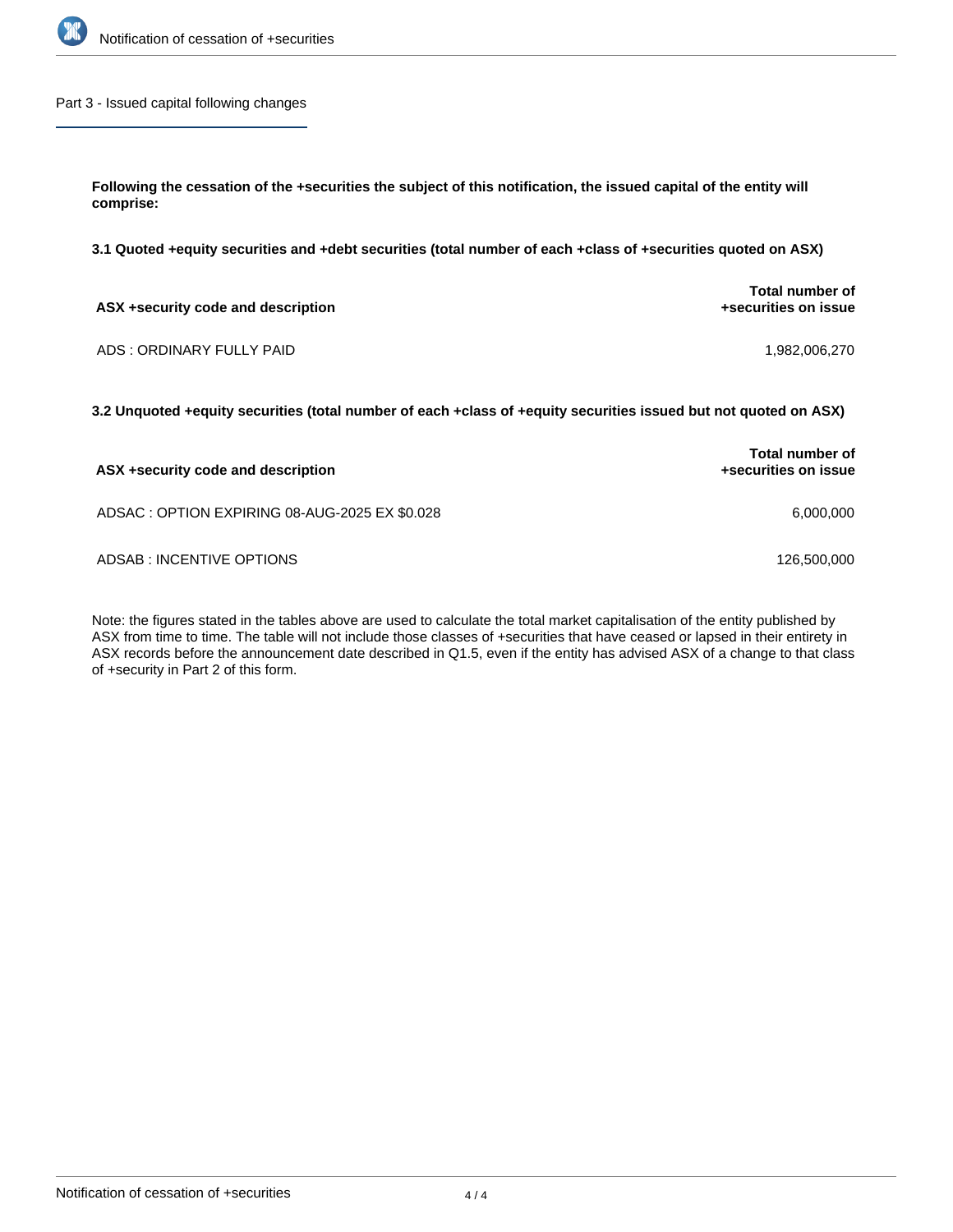## Part 3 - Issued capital following changes

**Following the cessation of the +securities the subject of this notification, the issued capital of the entity will comprise:**

**3.1 Quoted +equity securities and +debt securities (total number of each +class of +securities quoted on ASX)**

| ASX +security code and description | Total number of +securities on issue |
| --- | --- |
| ADS : ORDINARY FULLY PAID | 1,982,006,270 |

**3.2 Unquoted +equity securities (total number of each +class of +equity securities issued but not quoted on ASX)**

| ASX +security code and description | Total number of +securities on issue |
| --- | --- |
| ADSAC : OPTION EXPIRING 08-AUG-2025 EX $0.028 | 6,000,000 |
| ADSAB : INCENTIVE OPTIONS | 126,500,000 |

Note: the figures stated in the tables above are used to calculate the total market capitalisation of the entity published by ASX from time to time. The table will not include those classes of +securities that have ceased or lapsed in their entirety in ASX records before the announcement date described in Q1.5, even if the entity has advised ASX of a change to that class of +security in Part 2 of this form.